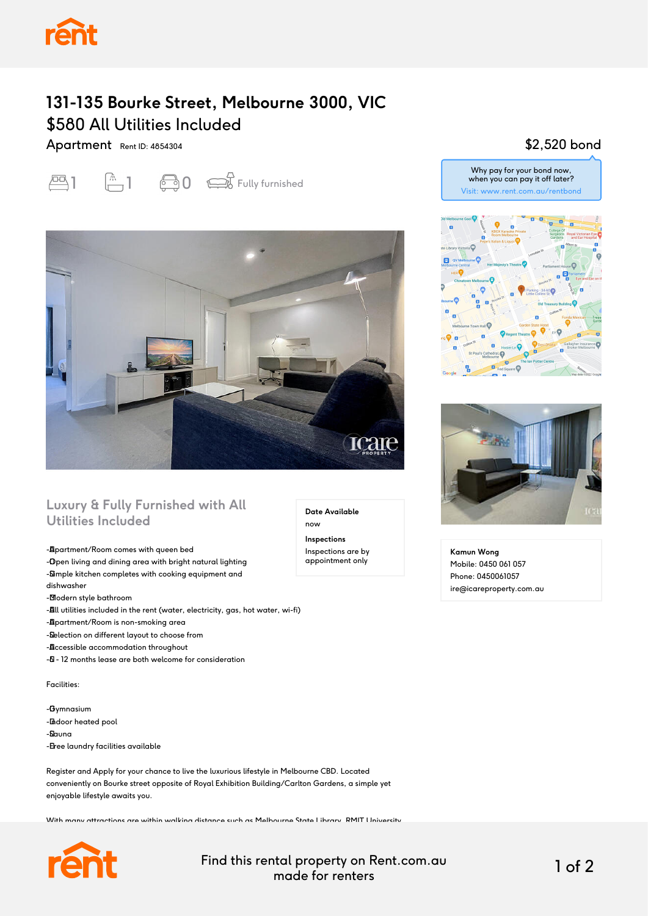# 131-135 Bourke Street, Melbourne 3000, VIC

## $580 All Utilities Included

Apartment Rent ID: 4854304

1 1 0 Fully furnished

$2,520 bond

Why pay for your bond now, when you can pay it off later?
Visit: www.rent.com.au/rentbond

### Luxury & Fully Furnished with All Utilities Included

**Date Available**
now

**Inspections**
Inspections are by appointment only

-Apartment/Room comes with queen bed
-Open living and dining area with bright natural lighting
-Simple kitchen completes with cooking equipment and dishwasher
-Modern style bathroom
-All utilities included in the rent (water, electricity, gas, hot water, wi-fi)
-Apartment/Room is non-smoking area
-Selection on different layout to choose from
-Accessible accommodation throughout
-6 - 12 months lease are both welcome for consideration

Facilities:

-Gymnasium
-Indoor heated pool
-Sauna
-Free laundry facilities available

Register and Apply for your chance to live the luxurious lifestyle in Melbourne CBD. Located conveniently on Bourke street opposite of Royal Exhibition Building/Carlton Gardens, a simple yet enjoyable lifestyle awaits you.

With many attractions are within walking distance such as Melbourne State Library, RMIT University

**Kamun Wong**
Mobile: 0450 061 057
Phone: 0450061057
ire@icareproperty.com.au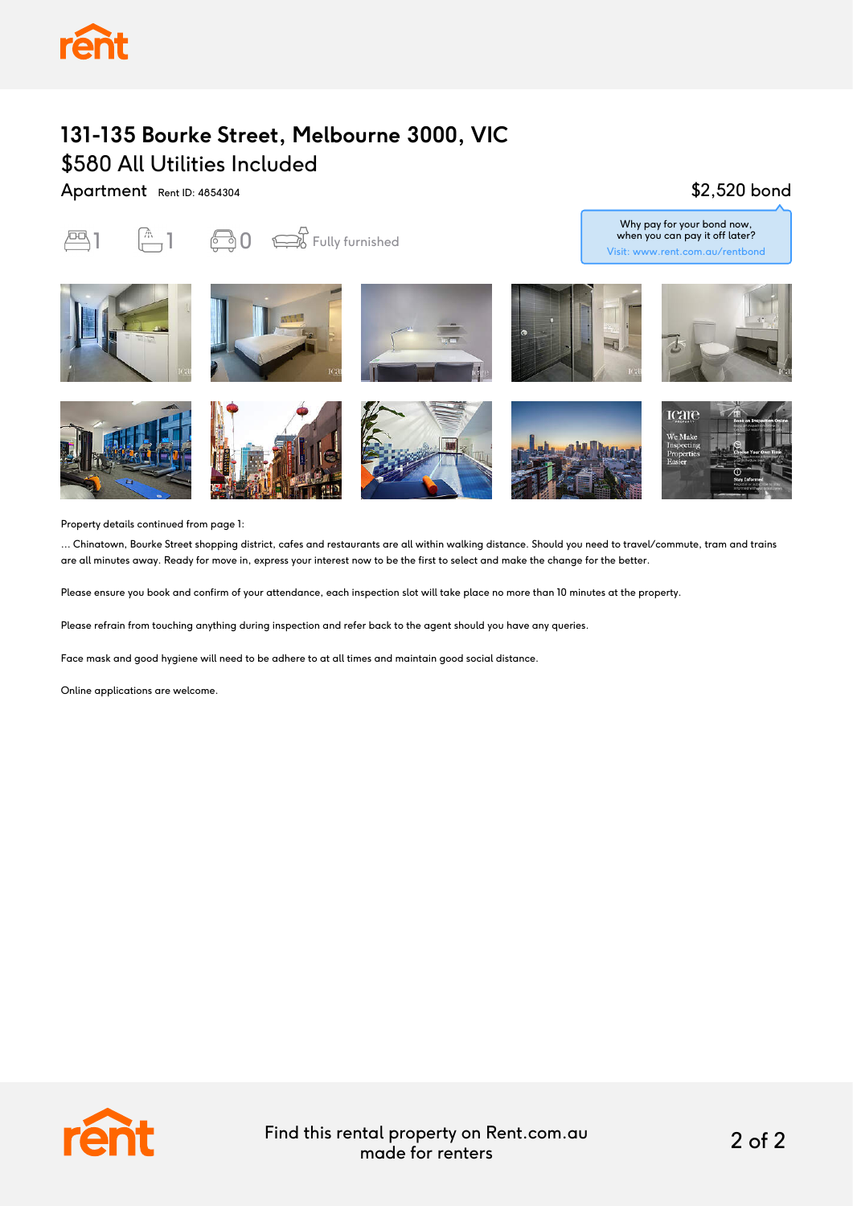# 131-135 Bourke Street, Melbourne 3000, VIC

## $580 All Utilities Included

Apartment Rent ID: 4854304

$2,520 bond

1 1 0 Fully furnished

Why pay for your bond now, when you can pay it off later?
Visit: www.rent.com.au/rentbond

Property details continued from page 1:

... Chinatown, Bourke Street shopping district, cafes and restaurants are all within walking distance. Should you need to travel/commute, tram and trains are all minutes away. Ready for move in, express your interest now to be the first to select and make the change for the better.

Please ensure you book and confirm of your attendance, each inspection slot will take place no more than 10 minutes at the property.

Please refrain from touching anything during inspection and refer back to the agent should you have any queries.

Face mask and good hygiene will need to be adhere to at all times and maintain good social distance.

Online applications are welcome.

Find this rental property on Rent.com.au
made for renters